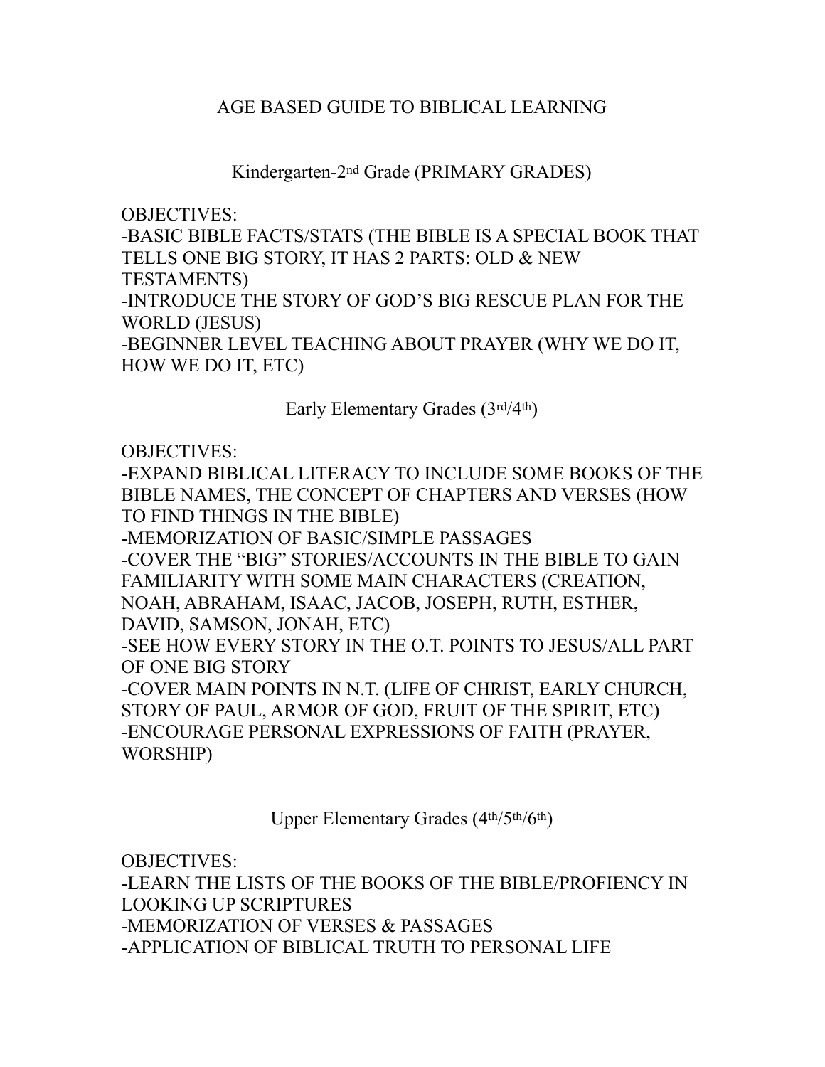# AGE BASED GUIDE TO BIBLICAL LEARNING

## Kindergarten-2nd Grade (PRIMARY GRADES)

OBJECTIVES:

- BASIC BIBLE FACTS/STATS (THE BIBLE IS A SPECIAL BOOK THAT TELLS ONE BIG STORY, IT HAS 2 PARTS: OLD & NEW TESTAMENTS)
- INTRODUCE THE STORY OF GOD'S BIG RESCUE PLAN FOR THE WORLD (JESUS)
- BEGINNER LEVEL TEACHING ABOUT PRAYER (WHY WE DO IT, HOW WE DO IT, ETC)

## Early Elementary Grades (3rd/4th)

OBJECTIVES:

- EXPAND BIBLICAL LITERACY TO INCLUDE SOME BOOKS OF THE BIBLE NAMES, THE CONCEPT OF CHAPTERS AND VERSES (HOW TO FIND THINGS IN THE BIBLE)
- MEMORIZATION OF BASIC/SIMPLE PASSAGES
- COVER THE "BIG" STORIES/ACCOUNTS IN THE BIBLE TO GAIN FAMILIARITY WITH SOME MAIN CHARACTERS (CREATION, NOAH, ABRAHAM, ISAAC, JACOB, JOSEPH, RUTH, ESTHER, DAVID, SAMSON, JONAH, ETC)
- SEE HOW EVERY STORY IN THE O.T. POINTS TO JESUS/ALL PART OF ONE BIG STORY
- COVER MAIN POINTS IN N.T. (LIFE OF CHRIST, EARLY CHURCH, STORY OF PAUL, ARMOR OF GOD, FRUIT OF THE SPIRIT, ETC)
- ENCOURAGE PERSONAL EXPRESSIONS OF FAITH (PRAYER, WORSHIP)

## Upper Elementary Grades (4th/5th/6th)

OBJECTIVES:

- LEARN THE LISTS OF THE BOOKS OF THE BIBLE/PROFIENCY IN LOOKING UP SCRIPTURES
- MEMORIZATION OF VERSES & PASSAGES
- APPLICATION OF BIBLICAL TRUTH TO PERSONAL LIFE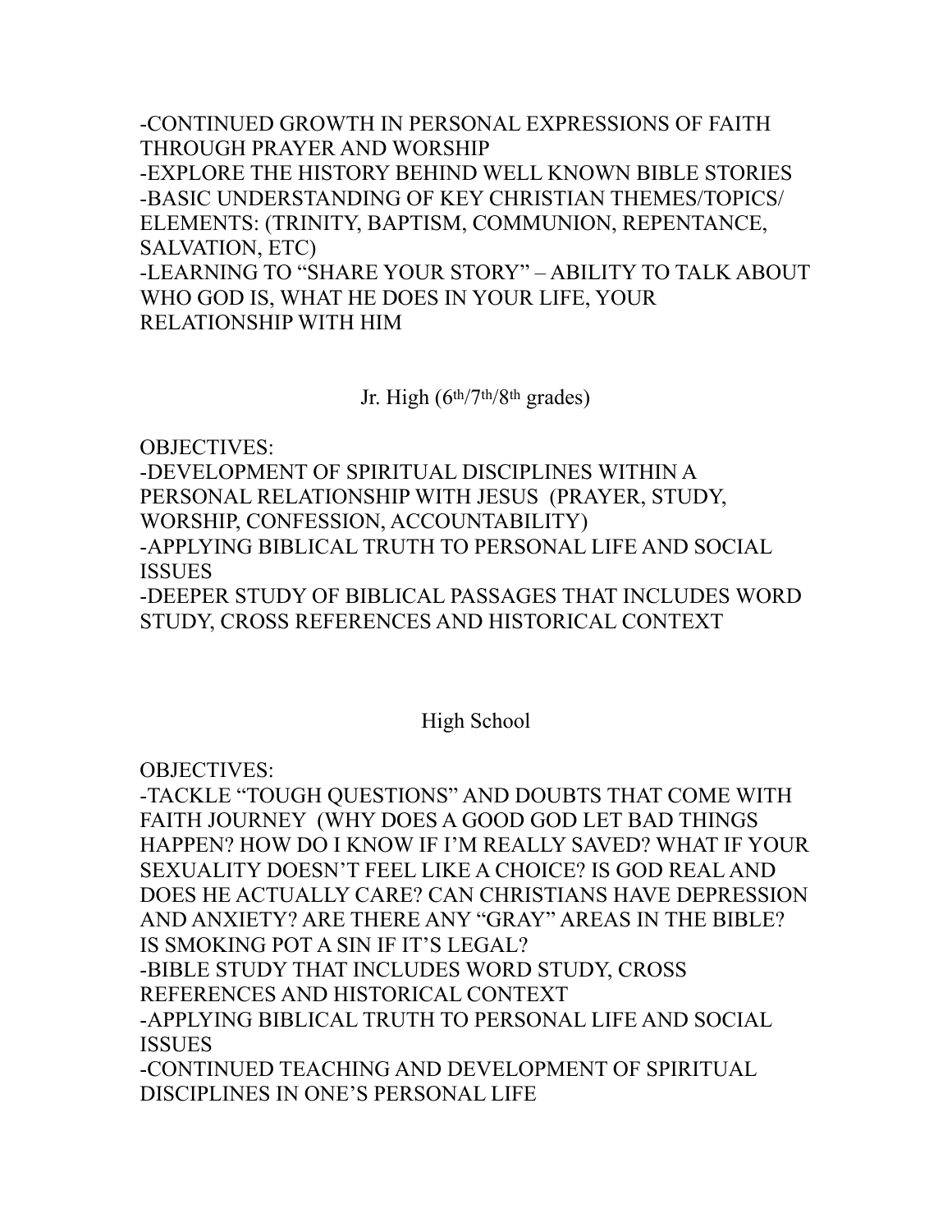-CONTINUED GROWTH IN PERSONAL EXPRESSIONS OF FAITH THROUGH PRAYER AND WORSHIP
-EXPLORE THE HISTORY BEHIND WELL KNOWN BIBLE STORIES
-BASIC UNDERSTANDING OF KEY CHRISTIAN THEMES/TOPICS/ ELEMENTS: (TRINITY, BAPTISM, COMMUNION, REPENTANCE, SALVATION, ETC)
-LEARNING TO "SHARE YOUR STORY" – ABILITY TO TALK ABOUT WHO GOD IS, WHAT HE DOES IN YOUR LIFE, YOUR RELATIONSHIP WITH HIM

## Jr. High (6th/7th/8th grades)

OBJECTIVES:
-DEVELOPMENT OF SPIRITUAL DISCIPLINES WITHIN A PERSONAL RELATIONSHIP WITH JESUS (PRAYER, STUDY, WORSHIP, CONFESSION, ACCOUNTABILITY)
-APPLYING BIBLICAL TRUTH TO PERSONAL LIFE AND SOCIAL ISSUES
-DEEPER STUDY OF BIBLICAL PASSAGES THAT INCLUDES WORD STUDY, CROSS REFERENCES AND HISTORICAL CONTEXT

## High School

OBJECTIVES:
-TACKLE "TOUGH QUESTIONS" AND DOUBTS THAT COME WITH FAITH JOURNEY (WHY DOES A GOOD GOD LET BAD THINGS HAPPEN? HOW DO I KNOW IF I'M REALLY SAVED? WHAT IF YOUR SEXUALITY DOESN'T FEEL LIKE A CHOICE? IS GOD REAL AND DOES HE ACTUALLY CARE? CAN CHRISTIANS HAVE DEPRESSION AND ANXIETY? ARE THERE ANY "GRAY" AREAS IN THE BIBLE? IS SMOKING POT A SIN IF IT'S LEGAL?
-BIBLE STUDY THAT INCLUDES WORD STUDY, CROSS REFERENCES AND HISTORICAL CONTEXT
-APPLYING BIBLICAL TRUTH TO PERSONAL LIFE AND SOCIAL ISSUES
-CONTINUED TEACHING AND DEVELOPMENT OF SPIRITUAL DISCIPLINES IN ONE'S PERSONAL LIFE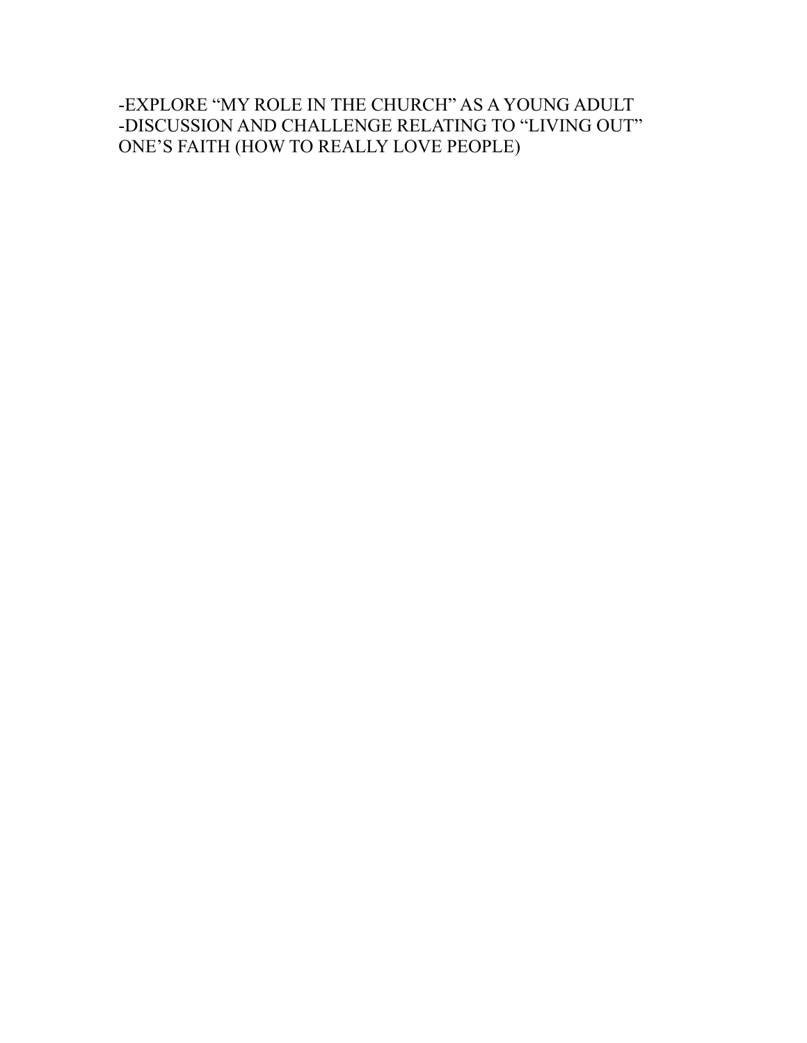-EXPLORE "MY ROLE IN THE CHURCH" AS A YOUNG ADULT
-DISCUSSION AND CHALLENGE RELATING TO "LIVING OUT" ONE'S FAITH (HOW TO REALLY LOVE PEOPLE)